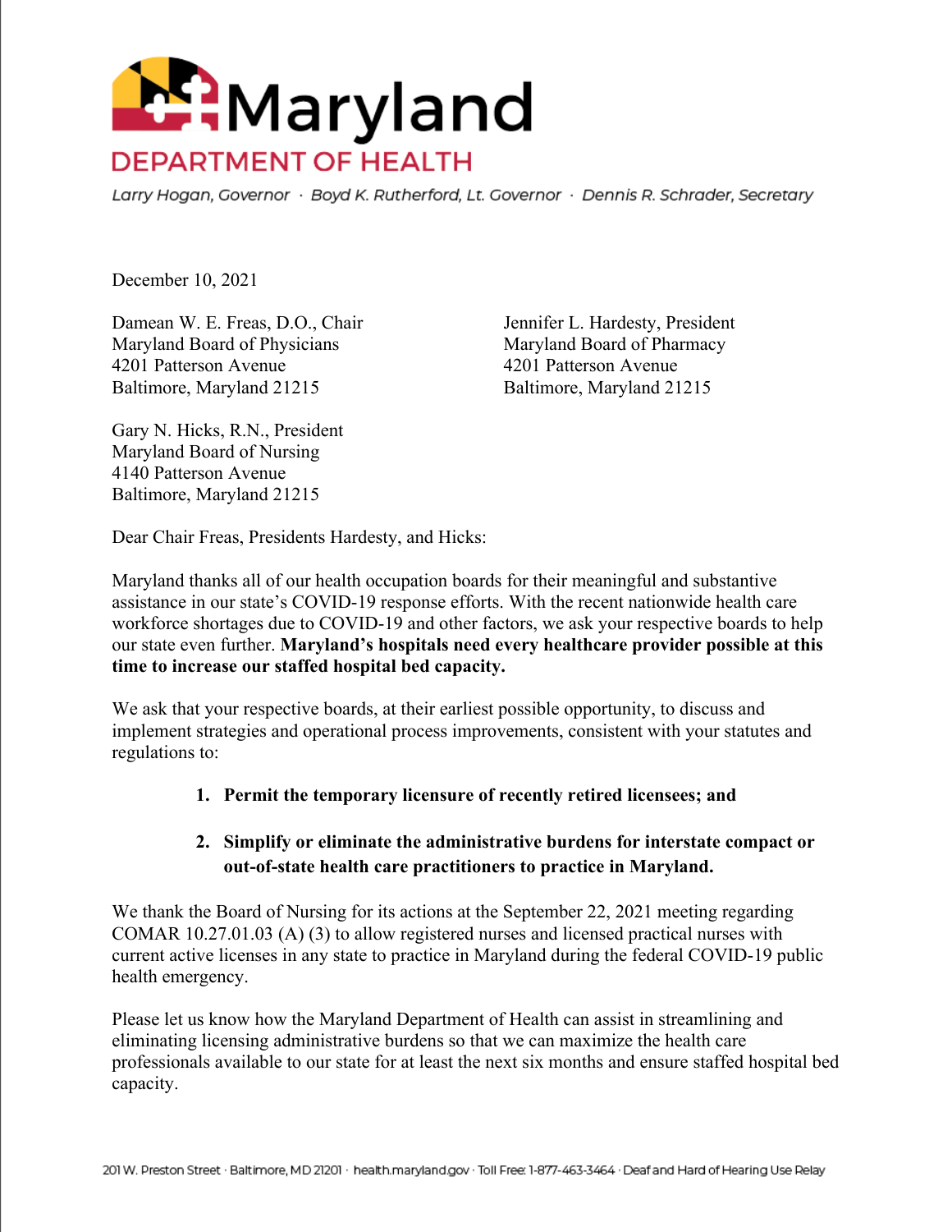# Maryland

## DEPARTMENT OF HEALTH

*Larry Hogan, Governor · Boyd K. Rutherford, Lt. Governor · Dennis R. Schrader, Secretary*

December 10, 2021

Damean W. E. Freas, D.O., Chair
Maryland Board of Physicians
4201 Patterson Avenue
Baltimore, Maryland 21215

Jennifer L. Hardesty, President
Maryland Board of Pharmacy
4201 Patterson Avenue
Baltimore, Maryland 21215

Gary N. Hicks, R.N., President
Maryland Board of Nursing
4140 Patterson Avenue
Baltimore, Maryland 21215

Dear Chair Freas, Presidents Hardesty, and Hicks:

Maryland thanks all of our health occupation boards for their meaningful and substantive assistance in our state's COVID-19 response efforts. With the recent nationwide health care workforce shortages due to COVID-19 and other factors, we ask your respective boards to help our state even further. **Maryland's hospitals need every healthcare provider possible at this time to increase our staffed hospital bed capacity.**

We ask that your respective boards, at their earliest possible opportunity, to discuss and implement strategies and operational process improvements, consistent with your statutes and regulations to:

1. **Permit the temporary licensure of recently retired licensees; and**
2. **Simplify or eliminate the administrative burdens for interstate compact or out-of-state health care practitioners to practice in Maryland.**

We thank the Board of Nursing for its actions at the September 22, 2021 meeting regarding COMAR 10.27.01.03 (A) (3) to allow registered nurses and licensed practical nurses with current active licenses in any state to practice in Maryland during the federal COVID-19 public health emergency.

Please let us know how the Maryland Department of Health can assist in streamlining and eliminating licensing administrative burdens so that we can maximize the health care professionals available to our state for at least the next six months and ensure staffed hospital bed capacity.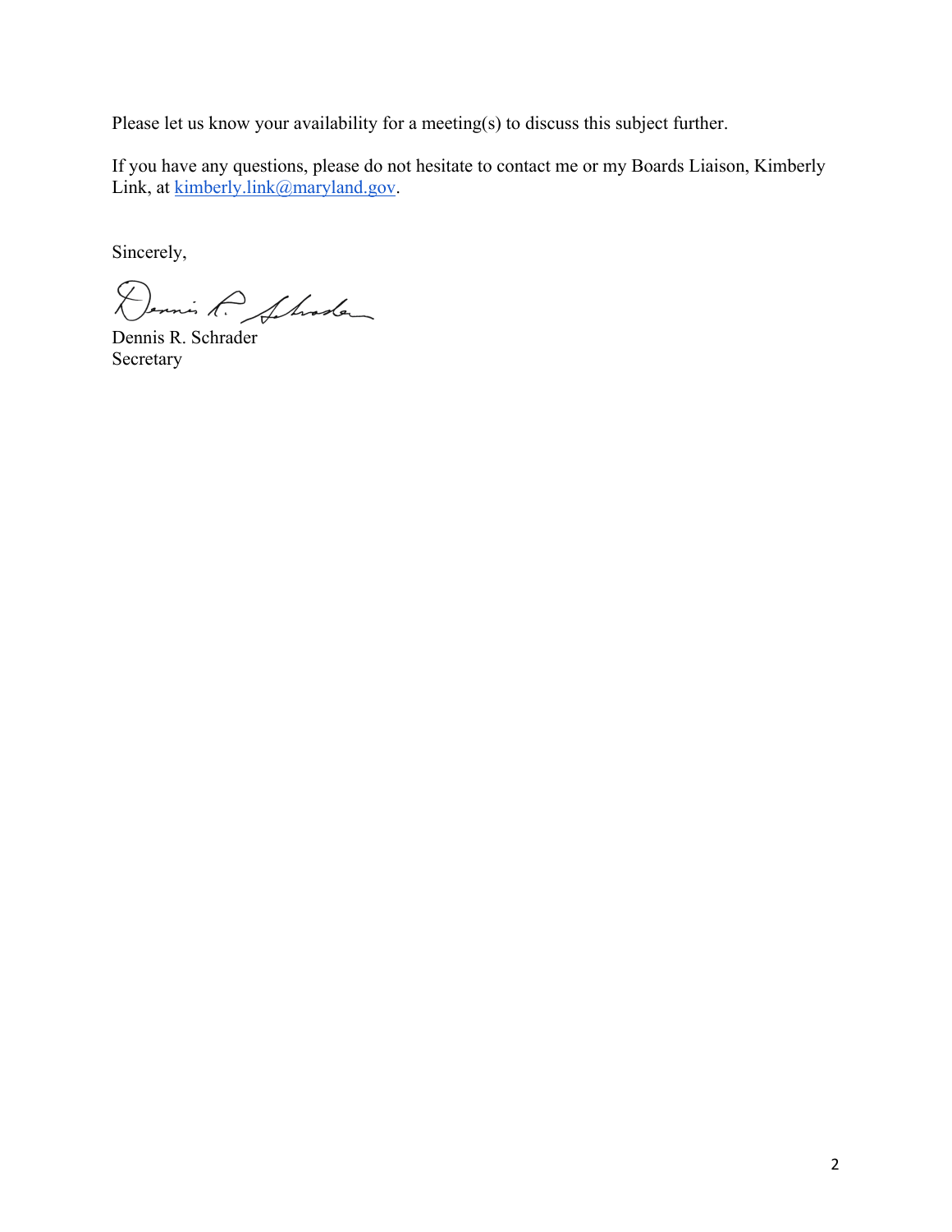Please let us know your availability for a meeting(s) to discuss this subject further.

If you have any questions, please do not hesitate to contact me or my Boards Liaison, Kimberly Link, at kimberly.link@maryland.gov.

Sincerely,

Dennis R. Schrader
Secretary